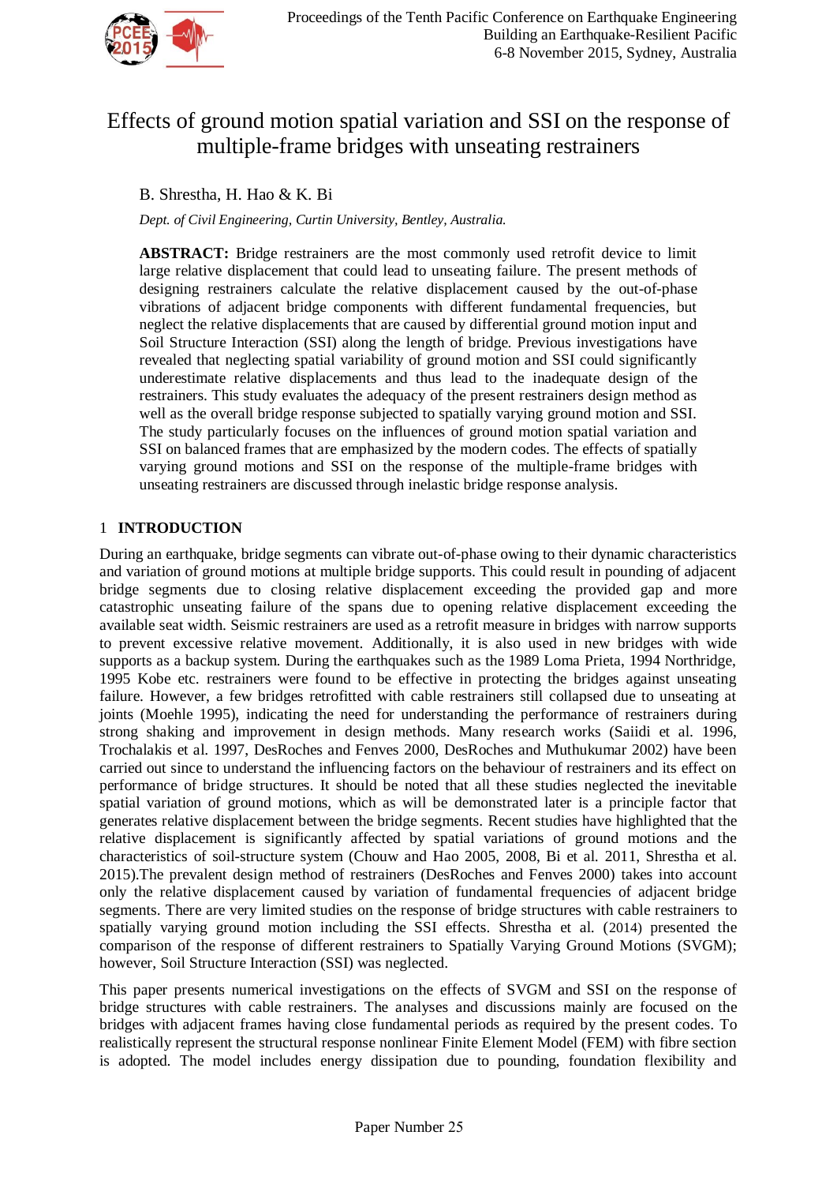# Effects of ground motion spatial variation and SSI on the response of multiple-frame bridges with unseating restrainers

B. Shrestha, H. Hao & K. Bi

*Dept. of Civil Engineering, Curtin University, Bentley, Australia.*

**ABSTRACT:** Bridge restrainers are the most commonly used retrofit device to limit large relative displacement that could lead to unseating failure. The present methods of designing restrainers calculate the relative displacement caused by the out-of-phase vibrations of adjacent bridge components with different fundamental frequencies, but neglect the relative displacements that are caused by differential ground motion input and Soil Structure Interaction (SSI) along the length of bridge. Previous investigations have revealed that neglecting spatial variability of ground motion and SSI could significantly underestimate relative displacements and thus lead to the inadequate design of the restrainers. This study evaluates the adequacy of the present restrainers design method as well as the overall bridge response subjected to spatially varying ground motion and SSI. The study particularly focuses on the influences of ground motion spatial variation and SSI on balanced frames that are emphasized by the modern codes. The effects of spatially varying ground motions and SSI on the response of the multiple-frame bridges with unseating restrainers are discussed through inelastic bridge response analysis.

## 1 INTRODUCTION

During an earthquake, bridge segments can vibrate out-of-phase owing to their dynamic characteristics and variation of ground motions at multiple bridge supports. This could result in pounding of adjacent bridge segments due to closing relative displacement exceeding the provided gap and more catastrophic unseating failure of the spans due to opening relative displacement exceeding the available seat width. Seismic restrainers are used as a retrofit measure in bridges with narrow supports to prevent excessive relative movement. Additionally, it is also used in new bridges with wide supports as a backup system. During the earthquakes such as the 1989 Loma Prieta, 1994 Northridge, 1995 Kobe etc. restrainers were found to be effective in protecting the bridges against unseating failure. However, a few bridges retrofitted with cable restrainers still collapsed due to unseating at joints (Moehle 1995), indicating the need for understanding the performance of restrainers during strong shaking and improvement in design methods. Many research works (Saiidi et al. 1996, Trochalakis et al. 1997, DesRoches and Fenves 2000, DesRoches and Muthukumar 2002) have been carried out since to understand the influencing factors on the behaviour of restrainers and its effect on performance of bridge structures. It should be noted that all these studies neglected the inevitable spatial variation of ground motions, which as will be demonstrated later is a principle factor that generates relative displacement between the bridge segments. Recent studies have highlighted that the relative displacement is significantly affected by spatial variations of ground motions and the characteristics of soil-structure system (Chouw and Hao 2005, 2008, Bi et al. 2011, Shrestha et al. 2015).The prevalent design method of restrainers (DesRoches and Fenves 2000) takes into account only the relative displacement caused by variation of fundamental frequencies of adjacent bridge segments. There are very limited studies on the response of bridge structures with cable restrainers to spatially varying ground motion including the SSI effects. Shrestha et al. (2014) presented the comparison of the response of different restrainers to Spatially Varying Ground Motions (SVGM); however, Soil Structure Interaction (SSI) was neglected.

This paper presents numerical investigations on the effects of SVGM and SSI on the response of bridge structures with cable restrainers. The analyses and discussions mainly are focused on the bridges with adjacent frames having close fundamental periods as required by the present codes. To realistically represent the structural response nonlinear Finite Element Model (FEM) with fibre section is adopted. The model includes energy dissipation due to pounding, foundation flexibility and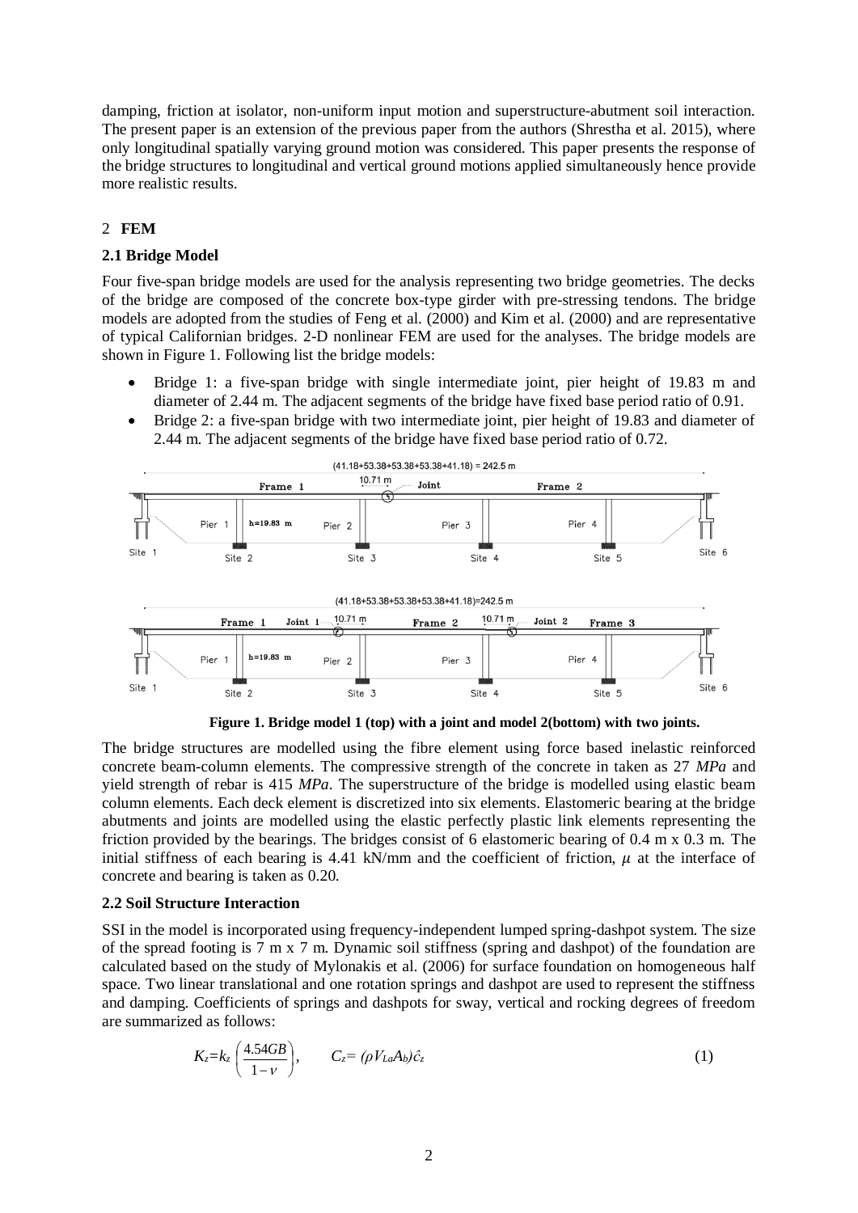damping, friction at isolator, non-uniform input motion and superstructure-abutment soil interaction. The present paper is an extension of the previous paper from the authors (Shrestha et al. 2015), where only longitudinal spatially varying ground motion was considered. This paper presents the response of the bridge structures to longitudinal and vertical ground motions applied simultaneously hence provide more realistic results.

## 2 FEM

### 2.1 Bridge Model

Four five-span bridge models are used for the analysis representing two bridge geometries. The decks of the bridge are composed of the concrete box-type girder with pre-stressing tendons. The bridge models are adopted from the studies of Feng et al. (2000) and Kim et al. (2000) and are representative of typical Californian bridges. 2-D nonlinear FEM are used for the analyses. The bridge models are shown in Figure 1. Following list the bridge models:

- Bridge 1: a five-span bridge with single intermediate joint, pier height of 19.83 m and diameter of 2.44 m. The adjacent segments of the bridge have fixed base period ratio of 0.91.
- Bridge 2: a five-span bridge with two intermediate joint, pier height of 19.83 and diameter of 2.44 m. The adjacent segments of the bridge have fixed base period ratio of 0.72.

**Figure 1. Bridge model 1 (top) with a joint and model 2(bottom) with two joints.**

The bridge structures are modelled using the fibre element using force based inelastic reinforced concrete beam-column elements. The compressive strength of the concrete in taken as 27 *MPa* and yield strength of rebar is 415 *MPa*. The superstructure of the bridge is modelled using elastic beam column elements. Each deck element is discretized into six elements. Elastomeric bearing at the bridge abutments and joints are modelled using the elastic perfectly plastic link elements representing the friction provided by the bearings. The bridges consist of 6 elastomeric bearing of 0.4 m x 0.3 m. The initial stiffness of each bearing is 4.41 kN/mm and the coefficient of friction, $\mu$ at the interface of concrete and bearing is taken as 0.20.

### 2.2 Soil Structure Interaction

SSI in the model is incorporated using frequency-independent lumped spring-dashpot system. The size of the spread footing is 7 m x 7 m. Dynamic soil stiffness (spring and dashpot) of the foundation are calculated based on the study of Mylonakis et al. (2006) for surface foundation on homogeneous half space. Two linear translational and one rotation springs and dashpot are used to represent the stiffness and damping. Coefficients of springs and dashpots for sway, vertical and rocking degrees of freedom are summarized as follows:

$$K_z = k_z\left(\frac{4.54GB}{1-\nu}\right), \qquad C_z = (\rho V_{La} A_b)\hat{c}_z \tag{1}$$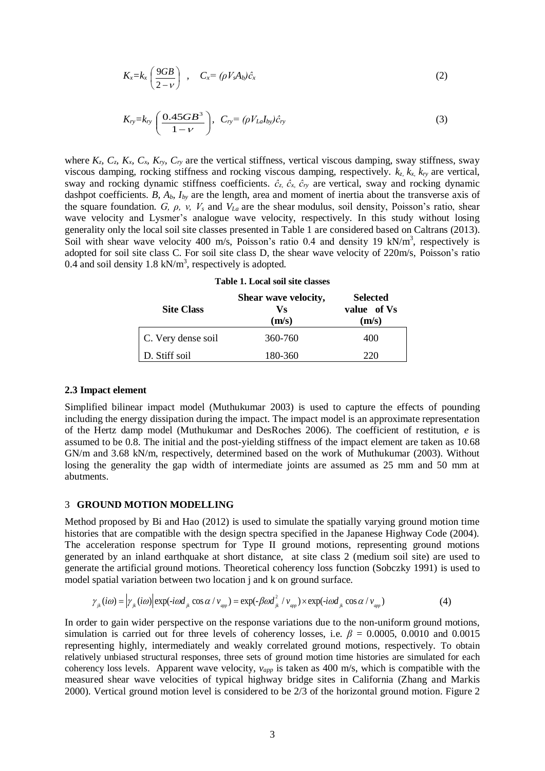$$K_x = k_x \left( \frac{9GB}{2-\nu} \right) \quad , \quad C_x = (\rho V_s A_b)\hat{c}_x \tag{2}$$

$$K_{ry} = k_{ry} \left( \frac{0.45GB^3}{1-\nu} \right), \quad C_{ry} = (\rho V_{La} I_{by})\hat{c}_{ry} \tag{3}$$

where $K_z$, $C_z$, $K_x$, $C_x$, $K_{ry}$, $C_{ry}$ are the vertical stiffness, vertical viscous damping, sway stiffness, sway viscous damping, rocking stiffness and rocking viscous damping, respectively. $k_z$, $k_x$, $k_{ry}$ are vertical, sway and rocking dynamic stiffness coefficients. $\hat{c}_z$, $\hat{c}_x$, $\hat{c}_{ry}$ are vertical, sway and rocking dynamic dashpot coefficients. $B$, $A_b$, $I_{by}$ are the length, area and moment of inertia about the transverse axis of the square foundation. $G$, $\rho$, $\nu$, $V_s$ and $V_{La}$ are the shear modulus, soil density, Poisson's ratio, shear wave velocity and Lysmer's analogue wave velocity, respectively. In this study without losing generality only the local soil site classes presented in Table 1 are considered based on Caltrans (2013). Soil with shear wave velocity 400 m/s, Poisson's ratio 0.4 and density 19 $kN/m^3$, respectively is adopted for soil site class C. For soil site class D, the shear wave velocity of 220m/s, Poisson's ratio 0.4 and soil density 1.8 $kN/m^3$, respectively is adopted.

**Table 1. Local soil site classes**

| Site Class | Shear wave velocity, Vs (m/s) | Selected value of Vs (m/s) |
|---|---|---|
| C. Very dense soil | 360-760 | 400 |
| D. Stiff soil | 180-360 | 220 |

### 2.3 Impact element

Simplified bilinear impact model (Muthukumar 2003) is used to capture the effects of pounding including the energy dissipation during the impact. The impact model is an approximate representation of the Hertz damp model (Muthukumar and DesRoches 2006). The coefficient of restitution, *e* is assumed to be 0.8. The initial and the post-yielding stiffness of the impact element are taken as 10.68 GN/m and 3.68 kN/m, respectively, determined based on the work of Muthukumar (2003). Without losing the generality the gap width of intermediate joints are assumed as 25 mm and 50 mm at abutments.

## 3 GROUND MOTION MODELLING

Method proposed by Bi and Hao (2012) is used to simulate the spatially varying ground motion time histories that are compatible with the design spectra specified in the Japanese Highway Code (2004). The acceleration response spectrum for Type II ground motions, representing ground motions generated by an inland earthquake at short distance, at site class 2 (medium soil site) are used to generate the artificial ground motions. Theoretical coherency loss function (Sobczky 1991) is used to model spatial variation between two location j and k on ground surface.

$$\gamma_{jk}(i\omega) = \left|\gamma_{jk}(i\omega)\right| \exp(-i\omega d_{jk} \cos\alpha / v_{app}) = \exp(-\beta\omega d_{jk}^2 / v_{app}) \times \exp(-i\omega d_{jk} \cos\alpha / v_{app}) \tag{4}$$

In order to gain wider perspective on the response variations due to the non-uniform ground motions, simulation is carried out for three levels of coherency losses, i.e. $\beta$ = 0.0005, 0.0010 and 0.0015 representing highly, intermediately and weakly correlated ground motions, respectively. To obtain relatively unbiased structural responses, three sets of ground motion time histories are simulated for each coherency loss levels. Apparent wave velocity, $v_{app}$ is taken as 400 m/s, which is compatible with the measured shear wave velocities of typical highway bridge sites in California (Zhang and Markis 2000). Vertical ground motion level is considered to be 2/3 of the horizontal ground motion. Figure 2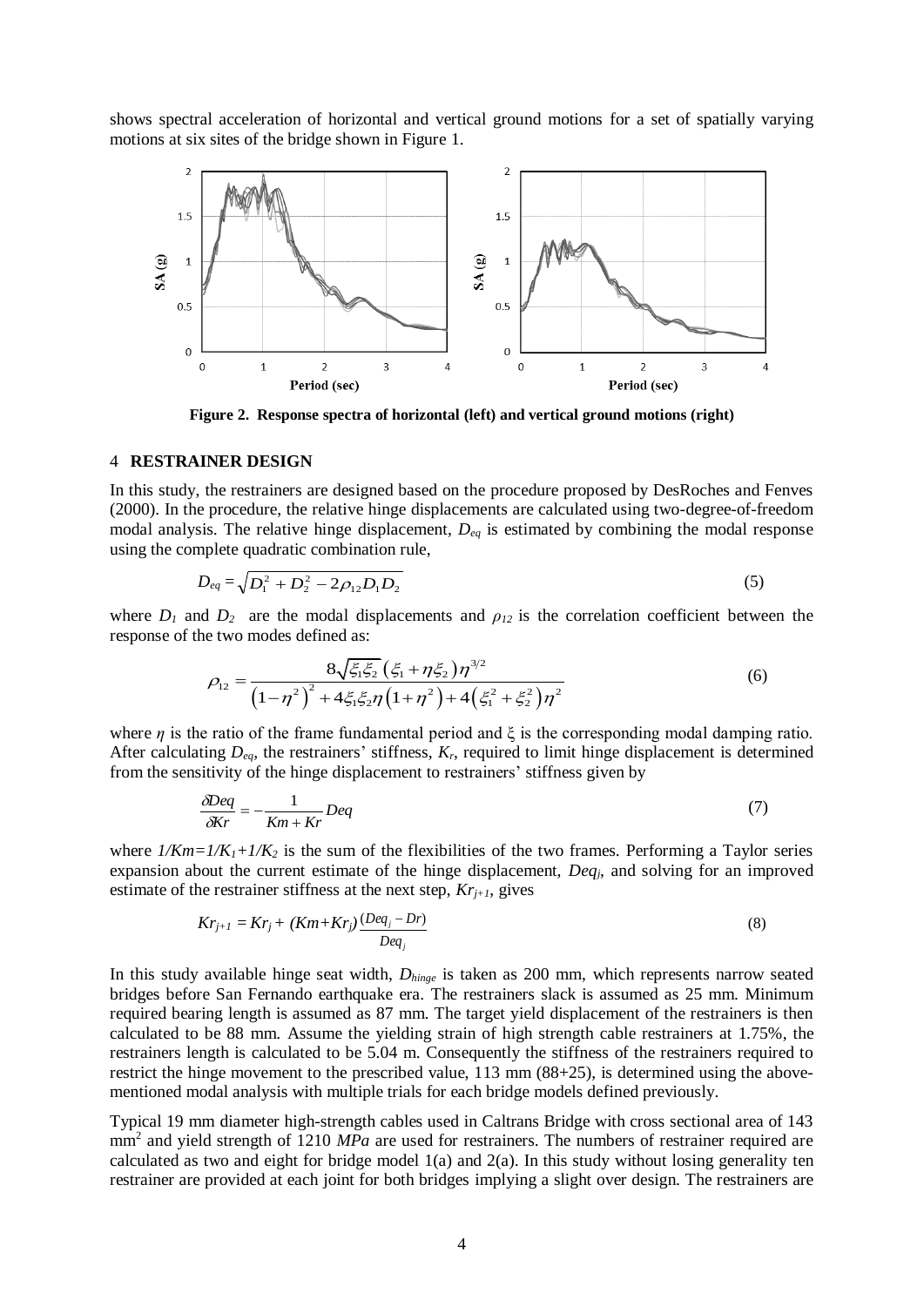shows spectral acceleration of horizontal and vertical ground motions for a set of spatially varying motions at six sites of the bridge shown in Figure 1.

**Figure 2. Response spectra of horizontal (left) and vertical ground motions (right)**

## 4 RESTRAINER DESIGN

In this study, the restrainers are designed based on the procedure proposed by DesRoches and Fenves (2000). In the procedure, the relative hinge displacements are calculated using two-degree-of-freedom modal analysis. The relative hinge displacement, $D_{eq}$ is estimated by combining the modal response using the complete quadratic combination rule,

$$D_{eq} = \sqrt{D_1^2 + D_2^2 - 2\rho_{12} D_1 D_2} \tag{5}$$

where $D_1$ and $D_2$ are the modal displacements and $\rho_{12}$ is the correlation coefficient between the response of the two modes defined as:

$$\rho_{12} = \frac{8\sqrt{\xi_1 \xi_2}\left(\xi_1 + \eta \xi_2\right)\eta^{3/2}}{\left(1-\eta^2\right)^2 + 4\xi_1\xi_2\eta\left(1+\eta^2\right) + 4\left(\xi_1^2 + \xi_2^2\right)\eta^2} \tag{6}$$

where $\eta$ is the ratio of the frame fundamental period and $\xi$ is the corresponding modal damping ratio. After calculating $D_{eq}$, the restrainers' stiffness, $K_r$, required to limit hinge displacement is determined from the sensitivity of the hinge displacement to restrainers' stiffness given by

$$\frac{\delta Deq}{\delta Kr} = -\frac{1}{Km + Kr} Deq \tag{7}$$

where $1/Km=1/K_1+1/K_2$ is the sum of the flexibilities of the two frames. Performing a Taylor series expansion about the current estimate of the hinge displacement, $Deq_j$, and solving for an improved estimate of the restrainer stiffness at the next step, $Kr_{j+1}$, gives

$$Kr_{j+1} = Kr_j + (Km+Kr_j)\frac{(Deq_j - Dr)}{Deq_j} \tag{8}$$

In this study available hinge seat width, $D_{hinge}$ is taken as 200 mm, which represents narrow seated bridges before San Fernando earthquake era. The restrainers slack is assumed as 25 mm. Minimum required bearing length is assumed as 87 mm. The target yield displacement of the restrainers is then calculated to be 88 mm. Assume the yielding strain of high strength cable restrainers at 1.75%, the restrainers length is calculated to be 5.04 m. Consequently the stiffness of the restrainers required to restrict the hinge movement to the prescribed value, 113 mm (88+25), is determined using the above-mentioned modal analysis with multiple trials for each bridge models defined previously.

Typical 19 mm diameter high-strength cables used in Caltrans Bridge with cross sectional area of 143 mm$^2$ and yield strength of 1210 *MPa* are used for restrainers. The numbers of restrainer required are calculated as two and eight for bridge model 1(a) and 2(a). In this study without losing generality ten restrainer are provided at each joint for both bridges implying a slight over design. The restrainers are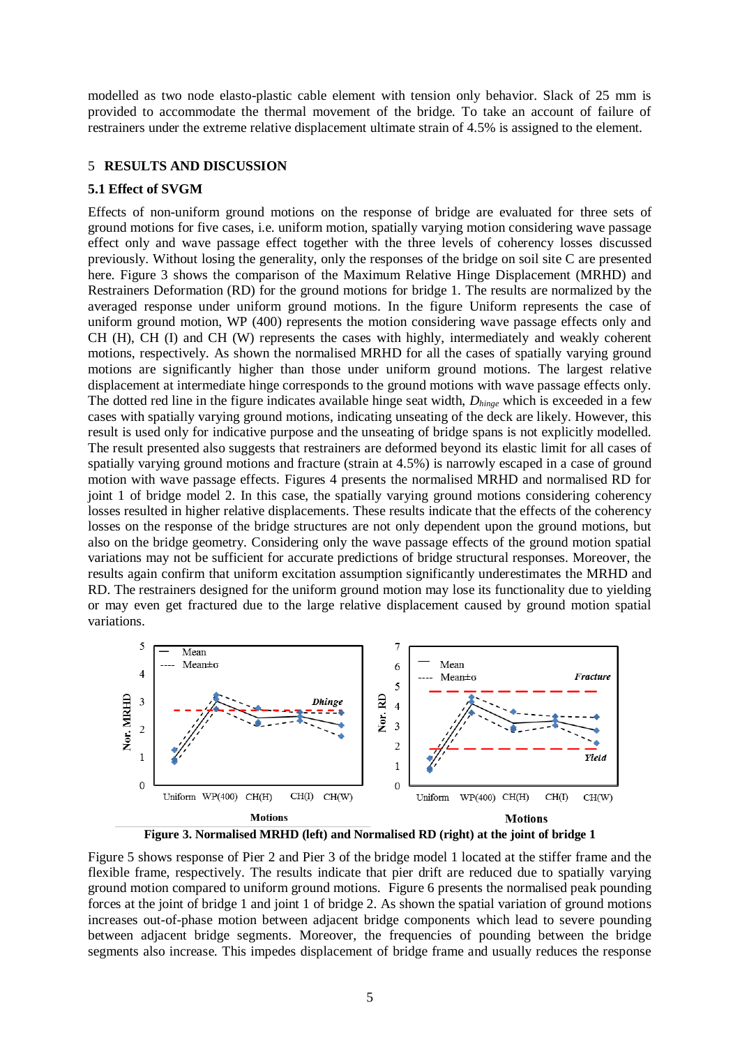modelled as two node elasto-plastic cable element with tension only behavior. Slack of 25 mm is provided to accommodate the thermal movement of the bridge. To take an account of failure of restrainers under the extreme relative displacement ultimate strain of 4.5% is assigned to the element.

## 5 RESULTS AND DISCUSSION

### 5.1 Effect of SVGM

Effects of non-uniform ground motions on the response of bridge are evaluated for three sets of ground motions for five cases, i.e. uniform motion, spatially varying motion considering wave passage effect only and wave passage effect together with the three levels of coherency losses discussed previously. Without losing the generality, only the responses of the bridge on soil site C are presented here. Figure 3 shows the comparison of the Maximum Relative Hinge Displacement (MRHD) and Restrainers Deformation (RD) for the ground motions for bridge 1. The results are normalized by the averaged response under uniform ground motions. In the figure Uniform represents the case of uniform ground motion, WP (400) represents the motion considering wave passage effects only and CH (H), CH (I) and CH (W) represents the cases with highly, intermediately and weakly coherent motions, respectively. As shown the normalised MRHD for all the cases of spatially varying ground motions are significantly higher than those under uniform ground motions. The largest relative displacement at intermediate hinge corresponds to the ground motions with wave passage effects only. The dotted red line in the figure indicates available hinge seat width, $D_{hinge}$ which is exceeded in a few cases with spatially varying ground motions, indicating unseating of the deck are likely. However, this result is used only for indicative purpose and the unseating of bridge spans is not explicitly modelled. The result presented also suggests that restrainers are deformed beyond its elastic limit for all cases of spatially varying ground motions and fracture (strain at 4.5%) is narrowly escaped in a case of ground motion with wave passage effects. Figures 4 presents the normalised MRHD and normalised RD for joint 1 of bridge model 2. In this case, the spatially varying ground motions considering coherency losses resulted in higher relative displacements. These results indicate that the effects of the coherency losses on the response of the bridge structures are not only dependent upon the ground motions, but also on the bridge geometry. Considering only the wave passage effects of the ground motion spatial variations may not be sufficient for accurate predictions of bridge structural responses. Moreover, the results again confirm that uniform excitation assumption significantly underestimates the MRHD and RD. The restrainers designed for the uniform ground motion may lose its functionality due to yielding or may even get fractured due to the large relative displacement caused by ground motion spatial variations.

**Figure 3. Normalised MRHD (left) and Normalised RD (right) at the joint of bridge 1**

Figure 5 shows response of Pier 2 and Pier 3 of the bridge model 1 located at the stiffer frame and the flexible frame, respectively. The results indicate that pier drift are reduced due to spatially varying ground motion compared to uniform ground motions. Figure 6 presents the normalised peak pounding forces at the joint of bridge 1 and joint 1 of bridge 2. As shown the spatial variation of ground motions increases out-of-phase motion between adjacent bridge components which lead to severe pounding between adjacent bridge segments. Moreover, the frequencies of pounding between the bridge segments also increase. This impedes displacement of bridge frame and usually reduces the response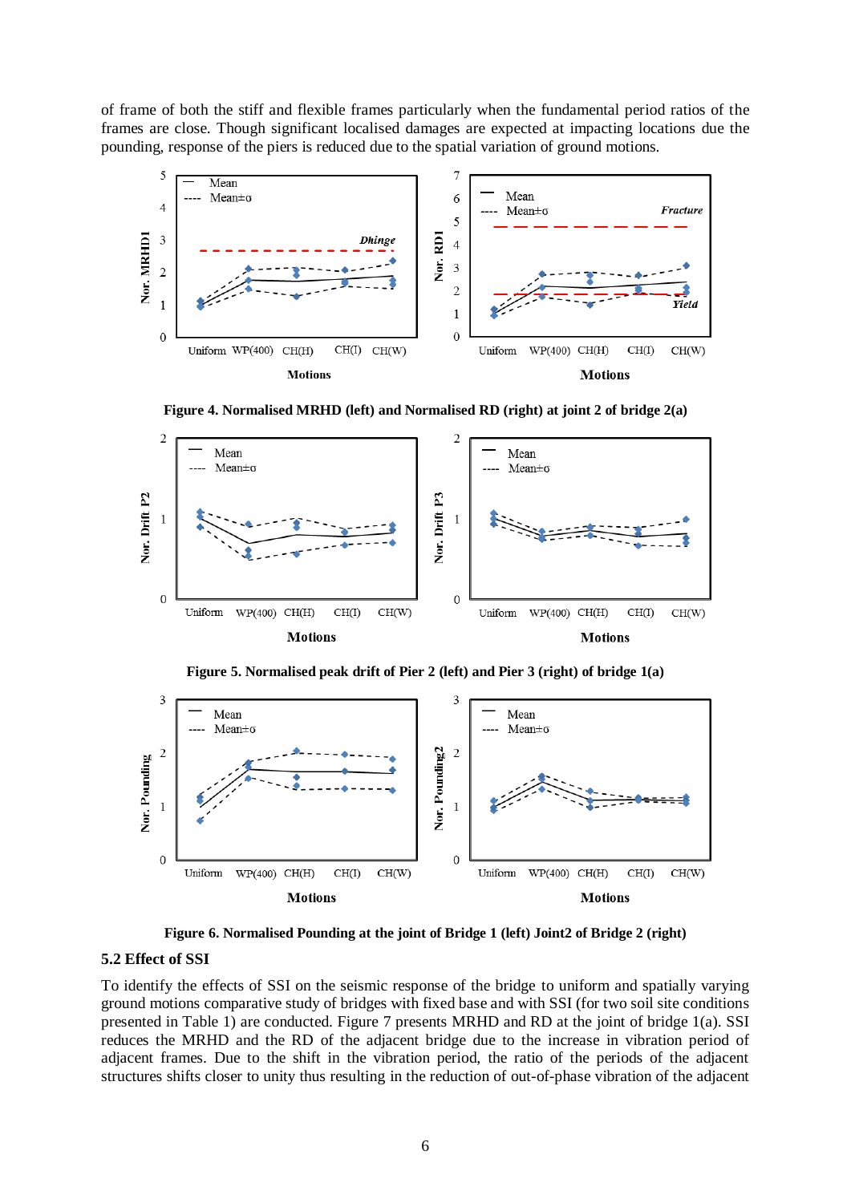of frame of both the stiff and flexible frames particularly when the fundamental period ratios of the frames are close. Though significant localised damages are expected at impacting locations due the pounding, response of the piers is reduced due to the spatial variation of ground motions.

**Figure 4. Normalised MRHD (left) and Normalised RD (right) at joint 2 of bridge 2(a)**

**Figure 5. Normalised peak drift of Pier 2 (left) and Pier 3 (right) of bridge 1(a)**

**Figure 6. Normalised Pounding at the joint of Bridge 1 (left) Joint2 of Bridge 2 (right)**

### 5.2 Effect of SSI

To identify the effects of SSI on the seismic response of the bridge to uniform and spatially varying ground motions comparative study of bridges with fixed base and with SSI (for two soil site conditions presented in Table 1) are conducted. Figure 7 presents MRHD and RD at the joint of bridge 1(a). SSI reduces the MRHD and the RD of the adjacent bridge due to the increase in vibration period of adjacent frames. Due to the shift in the vibration period, the ratio of the periods of the adjacent structures shifts closer to unity thus resulting in the reduction of out-of-phase vibration of the adjacent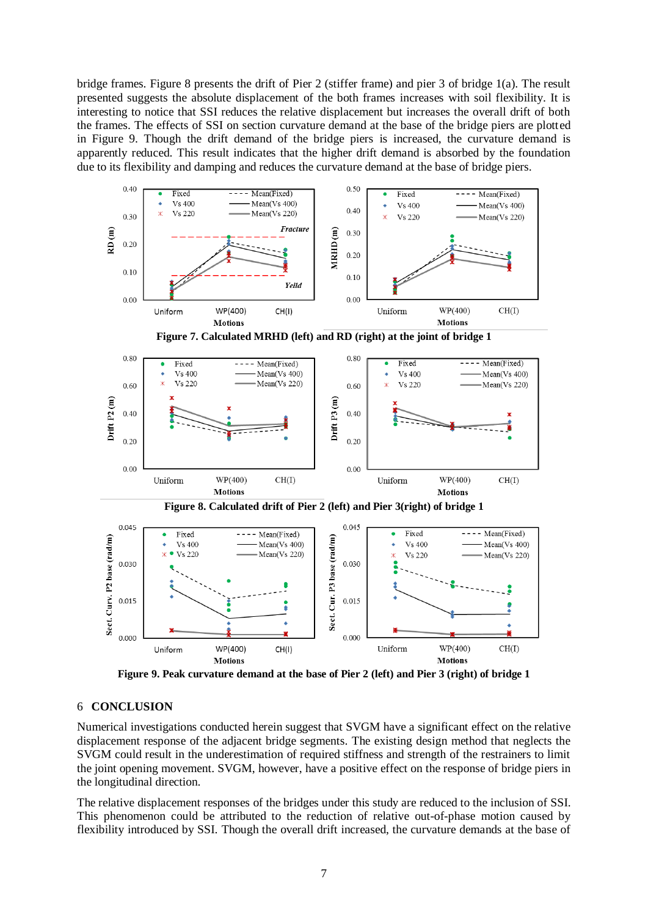bridge frames. Figure 8 presents the drift of Pier 2 (stiffer frame) and pier 3 of bridge 1(a). The result presented suggests the absolute displacement of the both frames increases with soil flexibility. It is interesting to notice that SSI reduces the relative displacement but increases the overall drift of both the frames. The effects of SSI on section curvature demand at the base of the bridge piers are plotted in Figure 9. Though the drift demand of the bridge piers is increased, the curvature demand is apparently reduced. This result indicates that the higher drift demand is absorbed by the foundation due to its flexibility and damping and reduces the curvature demand at the base of bridge piers.

**Figure 7. Calculated MRHD (left) and RD (right) at the joint of bridge 1**

**Figure 8. Calculated drift of Pier 2 (left) and Pier 3(right) of bridge 1**

**Figure 9. Peak curvature demand at the base of Pier 2 (left) and Pier 3 (right) of bridge 1**

## 6 CONCLUSION

Numerical investigations conducted herein suggest that SVGM have a significant effect on the relative displacement response of the adjacent bridge segments. The existing design method that neglects the SVGM could result in the underestimation of required stiffness and strength of the restrainers to limit the joint opening movement. SVGM, however, have a positive effect on the response of bridge piers in the longitudinal direction.

The relative displacement responses of the bridges under this study are reduced to the inclusion of SSI. This phenomenon could be attributed to the reduction of relative out-of-phase motion caused by flexibility introduced by SSI. Though the overall drift increased, the curvature demands at the base of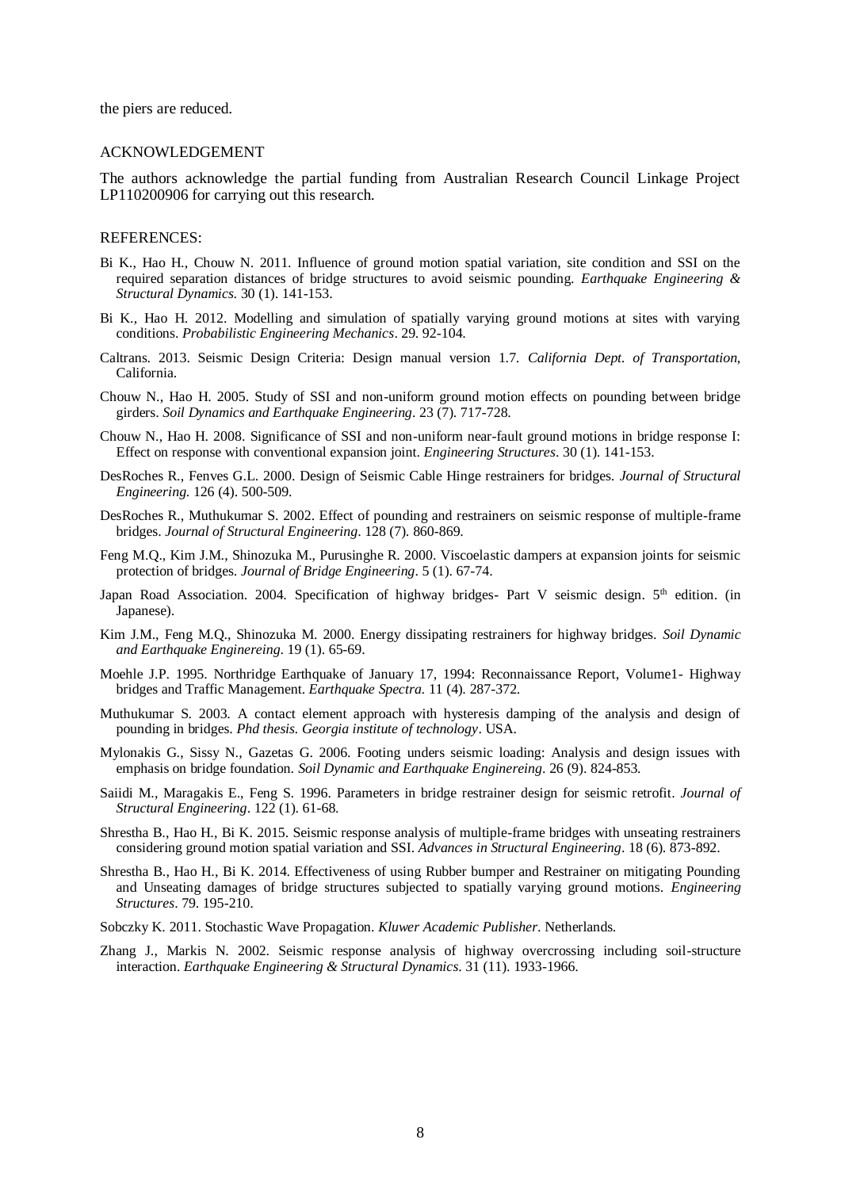the piers are reduced.

## ACKNOWLEDGEMENT

The authors acknowledge the partial funding from Australian Research Council Linkage Project LP110200906 for carrying out this research.

## REFERENCES:

Bi K., Hao H., Chouw N. 2011. Influence of ground motion spatial variation, site condition and SSI on the required separation distances of bridge structures to avoid seismic pounding. *Earthquake Engineering & Structural Dynamics*. 30 (1). 141-153.

Bi K., Hao H. 2012. Modelling and simulation of spatially varying ground motions at sites with varying conditions. *Probabilistic Engineering Mechanics*. 29. 92-104.

Caltrans. 2013. Seismic Design Criteria: Design manual version 1.7. *California Dept. of Transportation*, California.

Chouw N., Hao H. 2005. Study of SSI and non-uniform ground motion effects on pounding between bridge girders. *Soil Dynamics and Earthquake Engineering*. 23 (7). 717-728.

Chouw N., Hao H. 2008. Significance of SSI and non-uniform near-fault ground motions in bridge response I: Effect on response with conventional expansion joint. *Engineering Structures*. 30 (1). 141-153.

DesRoches R., Fenves G.L. 2000. Design of Seismic Cable Hinge restrainers for bridges. *Journal of Structural Engineering*. 126 (4). 500-509.

DesRoches R., Muthukumar S. 2002. Effect of pounding and restrainers on seismic response of multiple-frame bridges. *Journal of Structural Engineering*. 128 (7). 860-869.

Feng M.Q., Kim J.M., Shinozuka M., Purusinghe R. 2000. Viscoelastic dampers at expansion joints for seismic protection of bridges. *Journal of Bridge Engineering*. 5 (1). 67-74.

Japan Road Association. 2004. Specification of highway bridges- Part V seismic design. 5th edition. (in Japanese).

Kim J.M., Feng M.Q., Shinozuka M. 2000. Energy dissipating restrainers for highway bridges. *Soil Dynamic and Earthquake Engineereing*. 19 (1). 65-69.

Moehle J.P. 1995. Northridge Earthquake of January 17, 1994: Reconnaissance Report, Volume1- Highway bridges and Traffic Management. *Earthquake Spectra*. 11 (4). 287-372.

Muthukumar S. 2003. A contact element approach with hysteresis damping of the analysis and design of pounding in bridges. *Phd thesis. Georgia institute of technology*. USA.

Mylonakis G., Sissy N., Gazetas G. 2006. Footing unders seismic loading: Analysis and design issues with emphasis on bridge foundation. *Soil Dynamic and Earthquake Engineereing*. 26 (9). 824-853.

Saiidi M., Maragakis E., Feng S. 1996. Parameters in bridge restrainer design for seismic retrofit. *Journal of Structural Engineering*. 122 (1). 61-68.

Shrestha B., Hao H., Bi K. 2015. Seismic response analysis of multiple-frame bridges with unseating restrainers considering ground motion spatial variation and SSI. *Advances in Structural Engineering*. 18 (6). 873-892.

Shrestha B., Hao H., Bi K. 2014. Effectiveness of using Rubber bumper and Restrainer on mitigating Pounding and Unseating damages of bridge structures subjected to spatially varying ground motions. *Engineering Structures*. 79. 195-210.

Sobczky K. 2011. Stochastic Wave Propagation. *Kluwer Academic Publisher*. Netherlands.

Zhang J., Markis N. 2002. Seismic response analysis of highway overcrossing including soil-structure interaction. *Earthquake Engineering & Structural Dynamics*. 31 (11). 1933-1966.